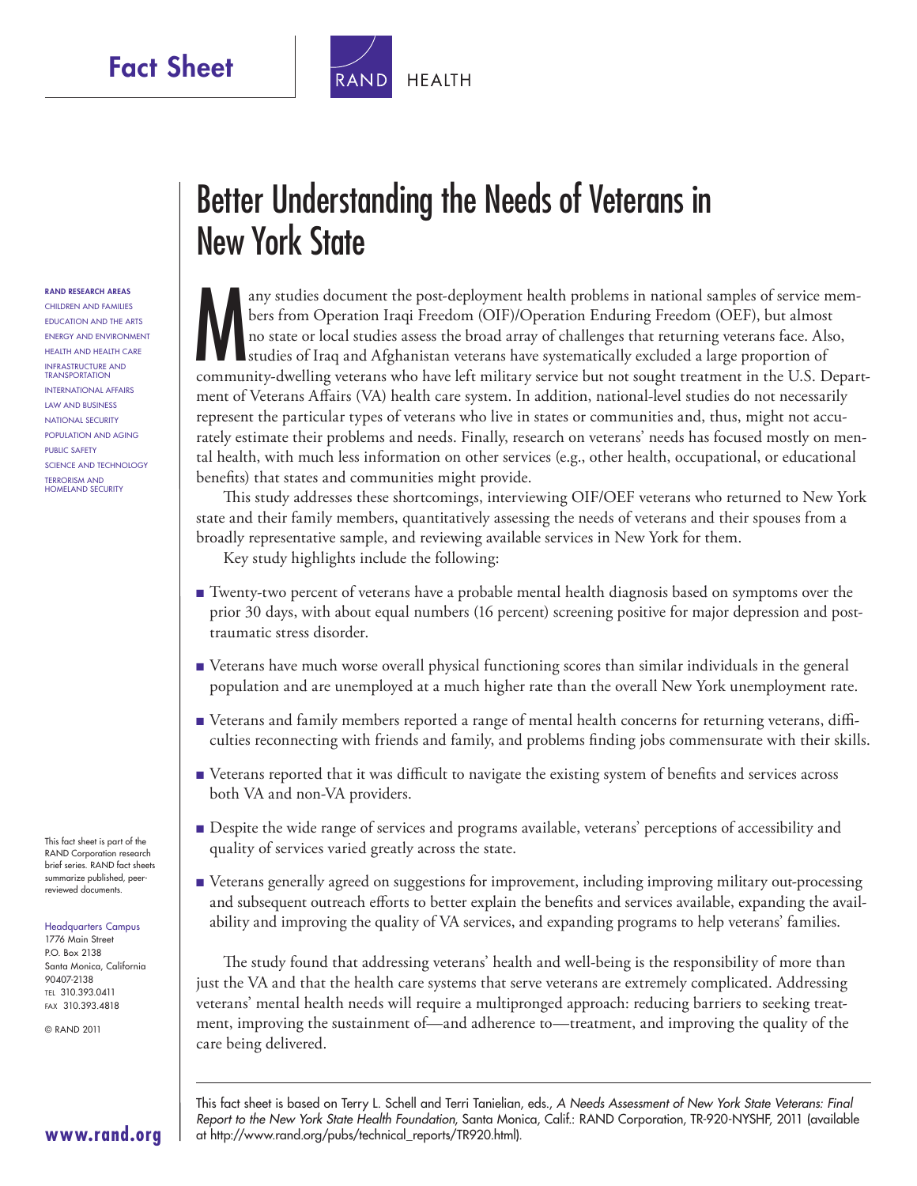Fact Sheet

RAND HEALTH

# Better Understanding the Needs of Veterans in New York State

**RAND RESEARCH AREAS**

CHILDREN AND FAMILIES
EDUCATION AND THE ARTS
ENERGY AND ENVIRONMENT
HEALTH AND HEALTH CARE
INFRASTRUCTURE AND TRANSPORTATION
INTERNATIONAL AFFAIRS
LAW AND BUSINESS
NATIONAL SECURITY
POPULATION AND AGING
PUBLIC SAFETY
SCIENCE AND TECHNOLOGY
TERRORISM AND HOMELAND SECURITY

Many studies document the post-deployment health problems in national samples of service members from Operation Iraqi Freedom (OIF)/Operation Enduring Freedom (OEF), but almost no state or local studies assess the broad array of challenges that returning veterans face. Also, studies of Iraq and Afghanistan veterans have systematically excluded a large proportion of community-dwelling veterans who have left military service but not sought treatment in the U.S. Department of Veterans Affairs (VA) health care system. In addition, national-level studies do not necessarily represent the particular types of veterans who live in states or communities and, thus, might not accurately estimate their problems and needs. Finally, research on veterans' needs has focused mostly on mental health, with much less information on other services (e.g., other health, occupational, or educational benefits) that states and communities might provide.

This study addresses these shortcomings, interviewing OIF/OEF veterans who returned to New York state and their family members, quantitatively assessing the needs of veterans and their spouses from a broadly representative sample, and reviewing available services in New York for them.

Key study highlights include the following:

- Twenty-two percent of veterans have a probable mental health diagnosis based on symptoms over the prior 30 days, with about equal numbers (16 percent) screening positive for major depression and post-traumatic stress disorder.
- Veterans have much worse overall physical functioning scores than similar individuals in the general population and are unemployed at a much higher rate than the overall New York unemployment rate.
- Veterans and family members reported a range of mental health concerns for returning veterans, difficulties reconnecting with friends and family, and problems finding jobs commensurate with their skills.
- Veterans reported that it was difficult to navigate the existing system of benefits and services across both VA and non-VA providers.
- Despite the wide range of services and programs available, veterans' perceptions of accessibility and quality of services varied greatly across the state.
- Veterans generally agreed on suggestions for improvement, including improving military out-processing and subsequent outreach efforts to better explain the benefits and services available, expanding the availability and improving the quality of VA services, and expanding programs to help veterans' families.

The study found that addressing veterans' health and well-being is the responsibility of more than just the VA and that the health care systems that serve veterans are extremely complicated. Addressing veterans' mental health needs will require a multipronged approach: reducing barriers to seeking treatment, improving the sustainment of—and adherence to—treatment, and improving the quality of the care being delivered.

This fact sheet is part of the RAND Corporation research brief series. RAND fact sheets summarize published, peer-reviewed documents.

Headquarters Campus
1776 Main Street
P.O. Box 2138
Santa Monica, California 90407-2138
TEL 310.393.0411
FAX 310.393.4818

© RAND 2011

www.rand.org

This fact sheet is based on Terry L. Schell and Terri Tanielian, eds., *A Needs Assessment of New York State Veterans: Final Report to the New York State Health Foundation*, Santa Monica, Calif.: RAND Corporation, TR-920-NYSHF, 2011 (available at http://www.rand.org/pubs/technical_reports/TR920.html).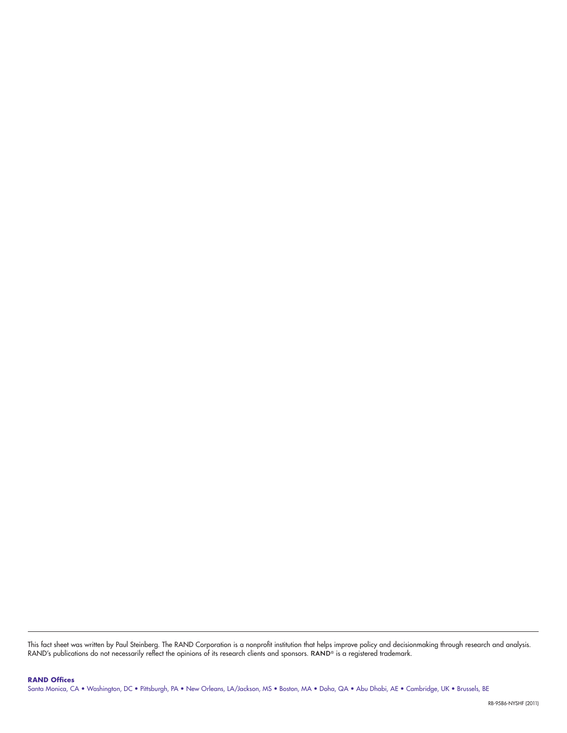This fact sheet was written by Paul Steinberg. The RAND Corporation is a nonprofit institution that helps improve policy and decisionmaking through research and analysis. RAND's publications do not necessarily reflect the opinions of its research clients and sponsors. RAND® is a registered trademark.

**RAND Offices**

Santa Monica, CA • Washington, DC • Pittsburgh, PA • New Orleans, LA/Jackson, MS • Boston, MA • Doha, QA • Abu Dhabi, AE • Cambridge, UK • Brussels, BE

RB-9586-NYSHF (2011)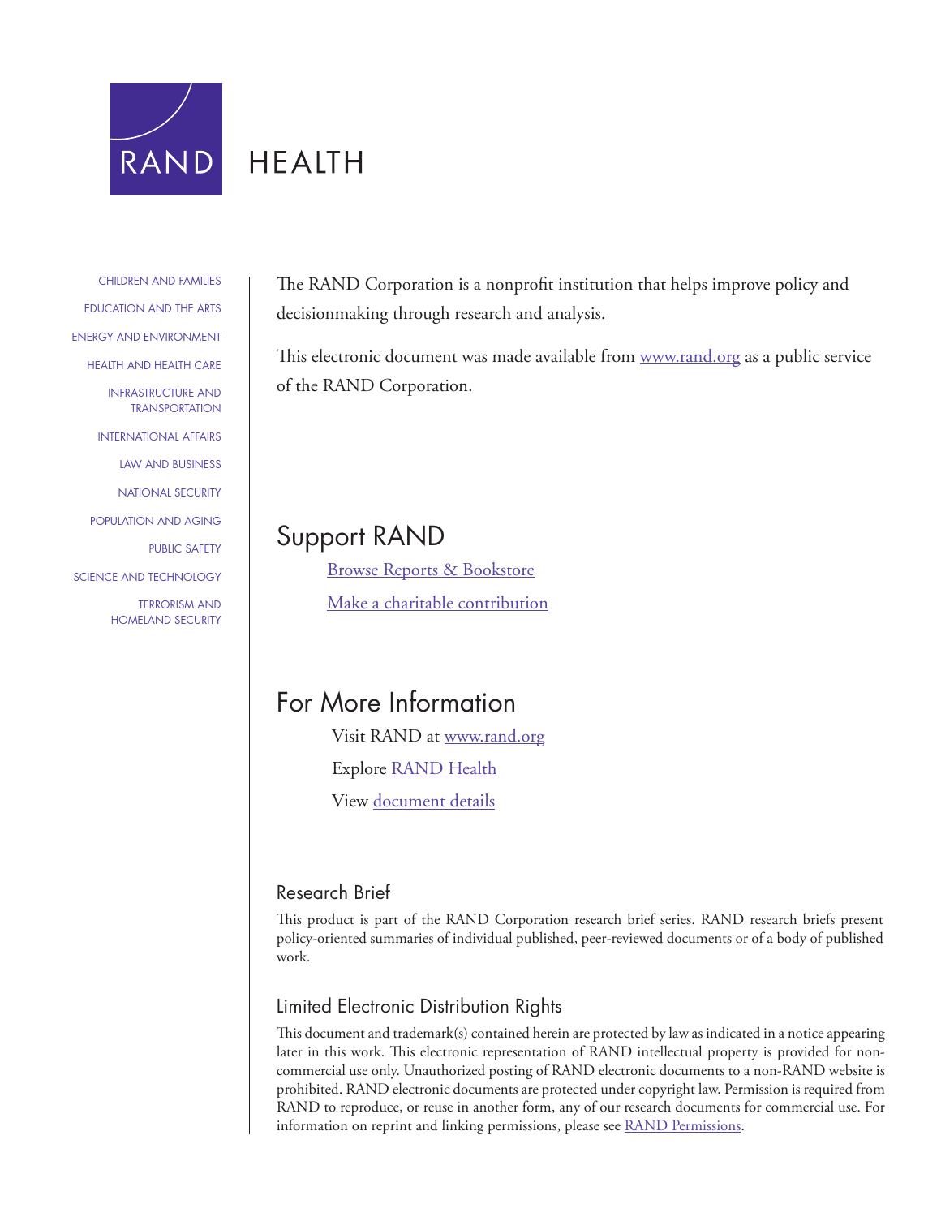RAND HEALTH

CHILDREN AND FAMILIES

EDUCATION AND THE ARTS

ENERGY AND ENVIRONMENT

HEALTH AND HEALTH CARE

INFRASTRUCTURE AND TRANSPORTATION

INTERNATIONAL AFFAIRS

LAW AND BUSINESS

NATIONAL SECURITY

POPULATION AND AGING

PUBLIC SAFETY

SCIENCE AND TECHNOLOGY

TERRORISM AND HOMELAND SECURITY

The RAND Corporation is a nonprofit institution that helps improve policy and decisionmaking through research and analysis.

This electronic document was made available from [www.rand.org](www.rand.org) as a public service of the RAND Corporation.

## Support RAND

[Browse Reports & Bookstore]()

[Make a charitable contribution]()

## For More Information

Visit RAND at [www.rand.org](www.rand.org)

Explore [RAND Health]()

View [document details]()

### Research Brief

This product is part of the RAND Corporation research brief series. RAND research briefs present policy-oriented summaries of individual published, peer-reviewed documents or of a body of published work.

### Limited Electronic Distribution Rights

This document and trademark(s) contained herein are protected by law as indicated in a notice appearing later in this work. This electronic representation of RAND intellectual property is provided for non-commercial use only. Unauthorized posting of RAND electronic documents to a non-RAND website is prohibited. RAND electronic documents are protected under copyright law. Permission is required from RAND to reproduce, or reuse in another form, any of our research documents for commercial use. For information on reprint and linking permissions, please see [RAND Permissions]().